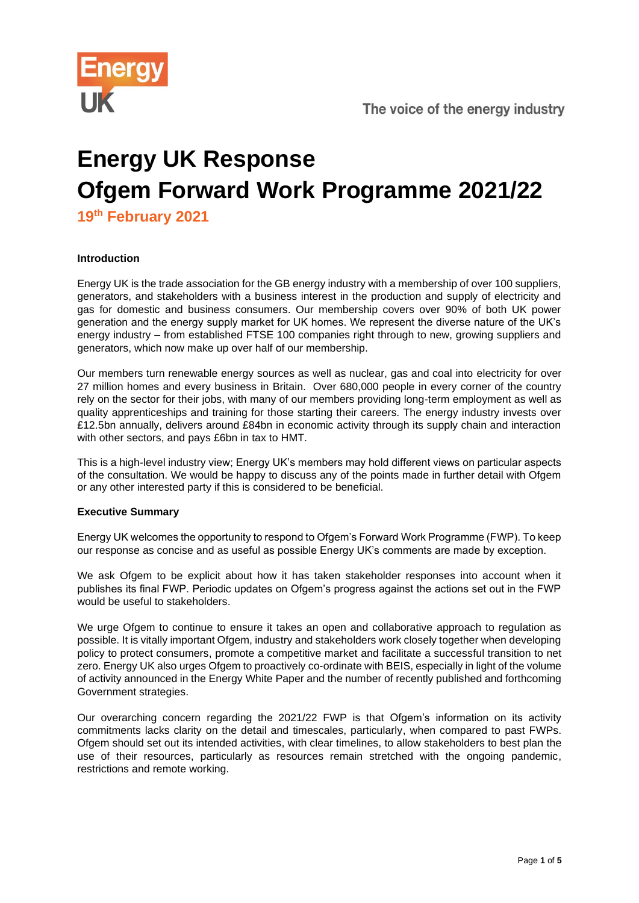Energy UK

The voice of the energy industry

# Energy UK Response
# Ofgem Forward Work Programme 2021/22

**19th February 2021**

**Introduction**

Energy UK is the trade association for the GB energy industry with a membership of over 100 suppliers, generators, and stakeholders with a business interest in the production and supply of electricity and gas for domestic and business consumers. Our membership covers over 90% of both UK power generation and the energy supply market for UK homes. We represent the diverse nature of the UK's energy industry – from established FTSE 100 companies right through to new, growing suppliers and generators, which now make up over half of our membership.

Our members turn renewable energy sources as well as nuclear, gas and coal into electricity for over 27 million homes and every business in Britain. Over 680,000 people in every corner of the country rely on the sector for their jobs, with many of our members providing long-term employment as well as quality apprenticeships and training for those starting their careers. The energy industry invests over £12.5bn annually, delivers around £84bn in economic activity through its supply chain and interaction with other sectors, and pays £6bn in tax to HMT.

This is a high-level industry view; Energy UK's members may hold different views on particular aspects of the consultation. We would be happy to discuss any of the points made in further detail with Ofgem or any other interested party if this is considered to be beneficial.

**Executive Summary**

Energy UK welcomes the opportunity to respond to Ofgem's Forward Work Programme (FWP). To keep our response as concise and as useful as possible Energy UK's comments are made by exception.

We ask Ofgem to be explicit about how it has taken stakeholder responses into account when it publishes its final FWP. Periodic updates on Ofgem's progress against the actions set out in the FWP would be useful to stakeholders.

We urge Ofgem to continue to ensure it takes an open and collaborative approach to regulation as possible. It is vitally important Ofgem, industry and stakeholders work closely together when developing policy to protect consumers, promote a competitive market and facilitate a successful transition to net zero. Energy UK also urges Ofgem to proactively co-ordinate with BEIS, especially in light of the volume of activity announced in the Energy White Paper and the number of recently published and forthcoming Government strategies.

Our overarching concern regarding the 2021/22 FWP is that Ofgem's information on its activity commitments lacks clarity on the detail and timescales, particularly, when compared to past FWPs. Ofgem should set out its intended activities, with clear timelines, to allow stakeholders to best plan the use of their resources, particularly as resources remain stretched with the ongoing pandemic, restrictions and remote working.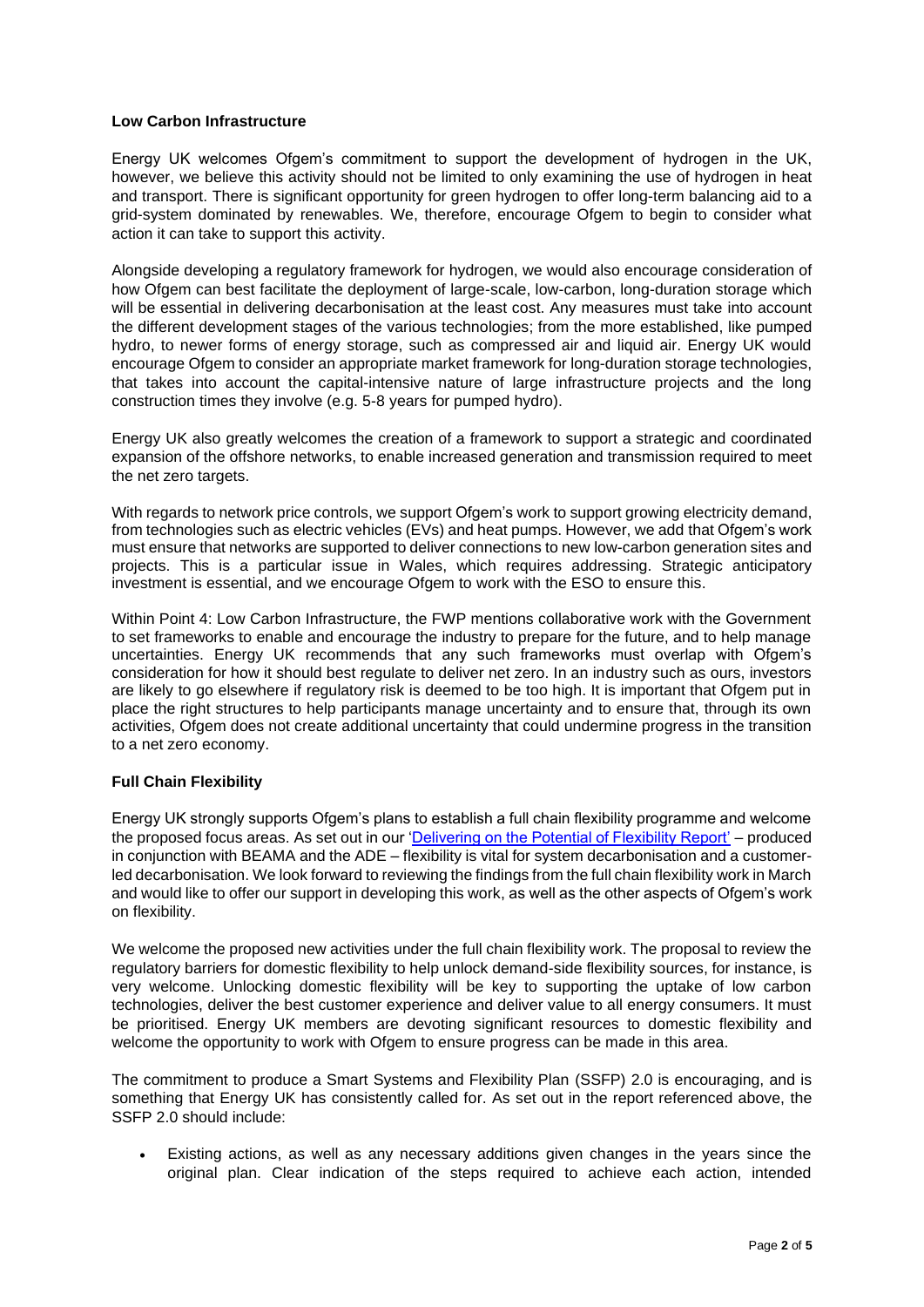**Low Carbon Infrastructure**

Energy UK welcomes Ofgem's commitment to support the development of hydrogen in the UK, however, we believe this activity should not be limited to only examining the use of hydrogen in heat and transport. There is significant opportunity for green hydrogen to offer long-term balancing aid to a grid-system dominated by renewables. We, therefore, encourage Ofgem to begin to consider what action it can take to support this activity.

Alongside developing a regulatory framework for hydrogen, we would also encourage consideration of how Ofgem can best facilitate the deployment of large-scale, low-carbon, long-duration storage which will be essential in delivering decarbonisation at the least cost. Any measures must take into account the different development stages of the various technologies; from the more established, like pumped hydro, to newer forms of energy storage, such as compressed air and liquid air. Energy UK would encourage Ofgem to consider an appropriate market framework for long-duration storage technologies, that takes into account the capital-intensive nature of large infrastructure projects and the long construction times they involve (e.g. 5-8 years for pumped hydro).

Energy UK also greatly welcomes the creation of a framework to support a strategic and coordinated expansion of the offshore networks, to enable increased generation and transmission required to meet the net zero targets.

With regards to network price controls, we support Ofgem's work to support growing electricity demand, from technologies such as electric vehicles (EVs) and heat pumps. However, we add that Ofgem's work must ensure that networks are supported to deliver connections to new low-carbon generation sites and projects. This is a particular issue in Wales, which requires addressing. Strategic anticipatory investment is essential, and we encourage Ofgem to work with the ESO to ensure this.

Within Point 4: Low Carbon Infrastructure, the FWP mentions collaborative work with the Government to set frameworks to enable and encourage the industry to prepare for the future, and to help manage uncertainties. Energy UK recommends that any such frameworks must overlap with Ofgem's consideration for how it should best regulate to deliver net zero. In an industry such as ours, investors are likely to go elsewhere if regulatory risk is deemed to be too high. It is important that Ofgem put in place the right structures to help participants manage uncertainty and to ensure that, through its own activities, Ofgem does not create additional uncertainty that could undermine progress in the transition to a net zero economy.

**Full Chain Flexibility**

Energy UK strongly supports Ofgem's plans to establish a full chain flexibility programme and welcome the proposed focus areas. As set out in our 'Delivering on the Potential of Flexibility Report' – produced in conjunction with BEAMA and the ADE – flexibility is vital for system decarbonisation and a customer-led decarbonisation. We look forward to reviewing the findings from the full chain flexibility work in March and would like to offer our support in developing this work, as well as the other aspects of Ofgem's work on flexibility.

We welcome the proposed new activities under the full chain flexibility work. The proposal to review the regulatory barriers for domestic flexibility to help unlock demand-side flexibility sources, for instance, is very welcome. Unlocking domestic flexibility will be key to supporting the uptake of low carbon technologies, deliver the best customer experience and deliver value to all energy consumers. It must be prioritised. Energy UK members are devoting significant resources to domestic flexibility and welcome the opportunity to work with Ofgem to ensure progress can be made in this area.

The commitment to produce a Smart Systems and Flexibility Plan (SSFP) 2.0 is encouraging, and is something that Energy UK has consistently called for. As set out in the report referenced above, the SSFP 2.0 should include:

- Existing actions, as well as any necessary additions given changes in the years since the original plan. Clear indication of the steps required to achieve each action, intended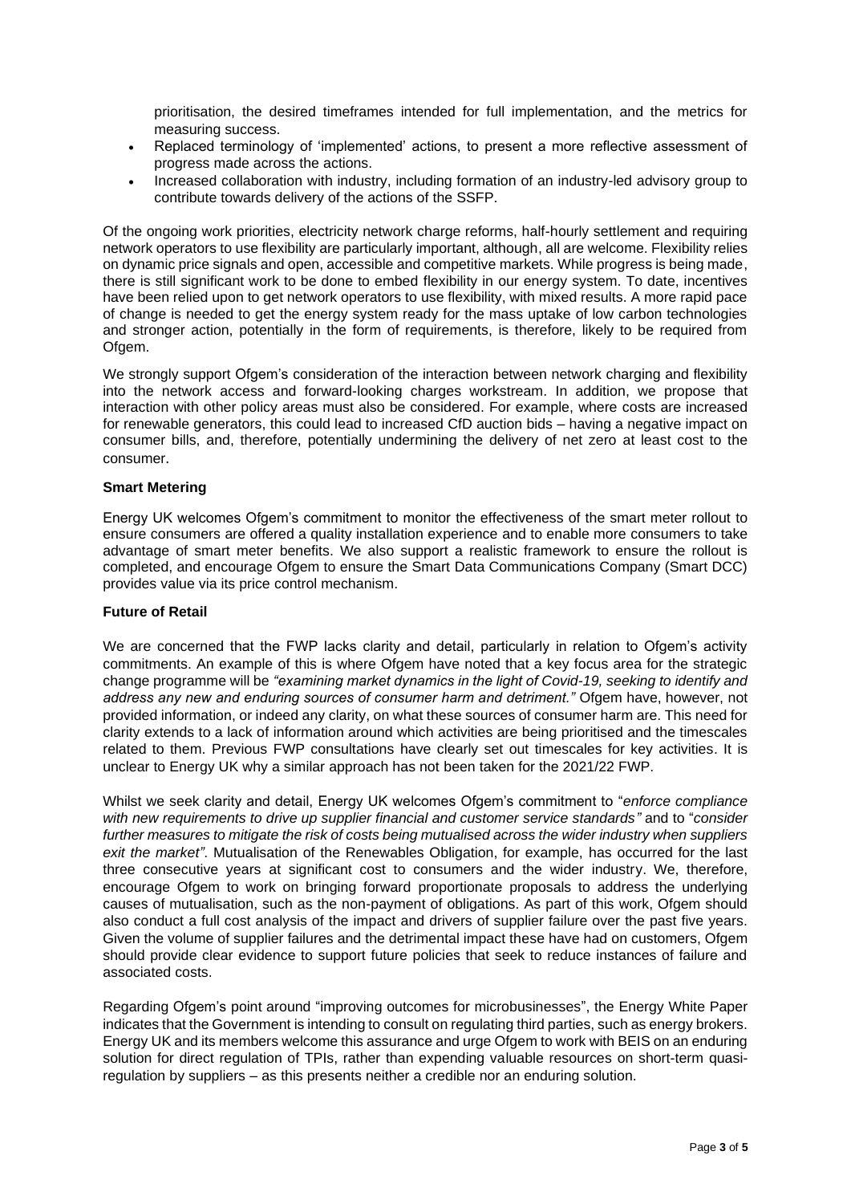prioritisation, the desired timeframes intended for full implementation, and the metrics for measuring success.

- Replaced terminology of 'implemented' actions, to present a more reflective assessment of progress made across the actions.
- Increased collaboration with industry, including formation of an industry-led advisory group to contribute towards delivery of the actions of the SSFP.

Of the ongoing work priorities, electricity network charge reforms, half-hourly settlement and requiring network operators to use flexibility are particularly important, although, all are welcome. Flexibility relies on dynamic price signals and open, accessible and competitive markets. While progress is being made, there is still significant work to be done to embed flexibility in our energy system. To date, incentives have been relied upon to get network operators to use flexibility, with mixed results. A more rapid pace of change is needed to get the energy system ready for the mass uptake of low carbon technologies and stronger action, potentially in the form of requirements, is therefore, likely to be required from Ofgem.

We strongly support Ofgem's consideration of the interaction between network charging and flexibility into the network access and forward-looking charges workstream. In addition, we propose that interaction with other policy areas must also be considered. For example, where costs are increased for renewable generators, this could lead to increased CfD auction bids – having a negative impact on consumer bills, and, therefore, potentially undermining the delivery of net zero at least cost to the consumer.

**Smart Metering**

Energy UK welcomes Ofgem's commitment to monitor the effectiveness of the smart meter rollout to ensure consumers are offered a quality installation experience and to enable more consumers to take advantage of smart meter benefits. We also support a realistic framework to ensure the rollout is completed, and encourage Ofgem to ensure the Smart Data Communications Company (Smart DCC) provides value via its price control mechanism.

**Future of Retail**

We are concerned that the FWP lacks clarity and detail, particularly in relation to Ofgem's activity commitments. An example of this is where Ofgem have noted that a key focus area for the strategic change programme will be *"examining market dynamics in the light of Covid-19, seeking to identify and address any new and enduring sources of consumer harm and detriment."* Ofgem have, however, not provided information, or indeed any clarity, on what these sources of consumer harm are. This need for clarity extends to a lack of information around which activities are being prioritised and the timescales related to them. Previous FWP consultations have clearly set out timescales for key activities. It is unclear to Energy UK why a similar approach has not been taken for the 2021/22 FWP.

Whilst we seek clarity and detail, Energy UK welcomes Ofgem's commitment to "*enforce compliance with new requirements to drive up supplier financial and customer service standards"* and to "*consider further measures to mitigate the risk of costs being mutualised across the wider industry when suppliers exit the market"*. Mutualisation of the Renewables Obligation, for example, has occurred for the last three consecutive years at significant cost to consumers and the wider industry. We, therefore, encourage Ofgem to work on bringing forward proportionate proposals to address the underlying causes of mutualisation, such as the non-payment of obligations. As part of this work, Ofgem should also conduct a full cost analysis of the impact and drivers of supplier failure over the past five years. Given the volume of supplier failures and the detrimental impact these have had on customers, Ofgem should provide clear evidence to support future policies that seek to reduce instances of failure and associated costs.

Regarding Ofgem's point around "improving outcomes for microbusinesses", the Energy White Paper indicates that the Government is intending to consult on regulating third parties, such as energy brokers. Energy UK and its members welcome this assurance and urge Ofgem to work with BEIS on an enduring solution for direct regulation of TPIs, rather than expending valuable resources on short-term quasi-regulation by suppliers – as this presents neither a credible nor an enduring solution.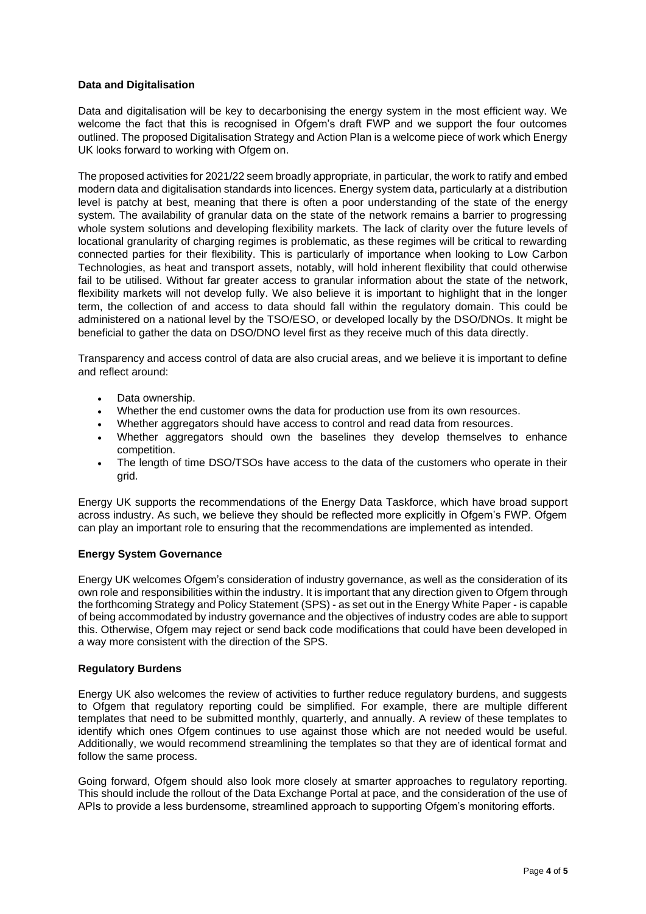**Data and Digitalisation**

Data and digitalisation will be key to decarbonising the energy system in the most efficient way. We welcome the fact that this is recognised in Ofgem's draft FWP and we support the four outcomes outlined. The proposed Digitalisation Strategy and Action Plan is a welcome piece of work which Energy UK looks forward to working with Ofgem on.

The proposed activities for 2021/22 seem broadly appropriate, in particular, the work to ratify and embed modern data and digitalisation standards into licences. Energy system data, particularly at a distribution level is patchy at best, meaning that there is often a poor understanding of the state of the energy system. The availability of granular data on the state of the network remains a barrier to progressing whole system solutions and developing flexibility markets. The lack of clarity over the future levels of locational granularity of charging regimes is problematic, as these regimes will be critical to rewarding connected parties for their flexibility. This is particularly of importance when looking to Low Carbon Technologies, as heat and transport assets, notably, will hold inherent flexibility that could otherwise fail to be utilised. Without far greater access to granular information about the state of the network, flexibility markets will not develop fully. We also believe it is important to highlight that in the longer term, the collection of and access to data should fall within the regulatory domain. This could be administered on a national level by the TSO/ESO, or developed locally by the DSO/DNOs. It might be beneficial to gather the data on DSO/DNO level first as they receive much of this data directly.

Transparency and access control of data are also crucial areas, and we believe it is important to define and reflect around:

- Data ownership.
- Whether the end customer owns the data for production use from its own resources.
- Whether aggregators should have access to control and read data from resources.
- Whether aggregators should own the baselines they develop themselves to enhance competition.
- The length of time DSO/TSOs have access to the data of the customers who operate in their grid.

Energy UK supports the recommendations of the Energy Data Taskforce, which have broad support across industry. As such, we believe they should be reflected more explicitly in Ofgem's FWP. Ofgem can play an important role to ensuring that the recommendations are implemented as intended.

**Energy System Governance**

Energy UK welcomes Ofgem's consideration of industry governance, as well as the consideration of its own role and responsibilities within the industry. It is important that any direction given to Ofgem through the forthcoming Strategy and Policy Statement (SPS) - as set out in the Energy White Paper - is capable of being accommodated by industry governance and the objectives of industry codes are able to support this. Otherwise, Ofgem may reject or send back code modifications that could have been developed in a way more consistent with the direction of the SPS.

**Regulatory Burdens**

Energy UK also welcomes the review of activities to further reduce regulatory burdens, and suggests to Ofgem that regulatory reporting could be simplified. For example, there are multiple different templates that need to be submitted monthly, quarterly, and annually. A review of these templates to identify which ones Ofgem continues to use against those which are not needed would be useful. Additionally, we would recommend streamlining the templates so that they are of identical format and follow the same process.

Going forward, Ofgem should also look more closely at smarter approaches to regulatory reporting. This should include the rollout of the Data Exchange Portal at pace, and the consideration of the use of APIs to provide a less burdensome, streamlined approach to supporting Ofgem's monitoring efforts.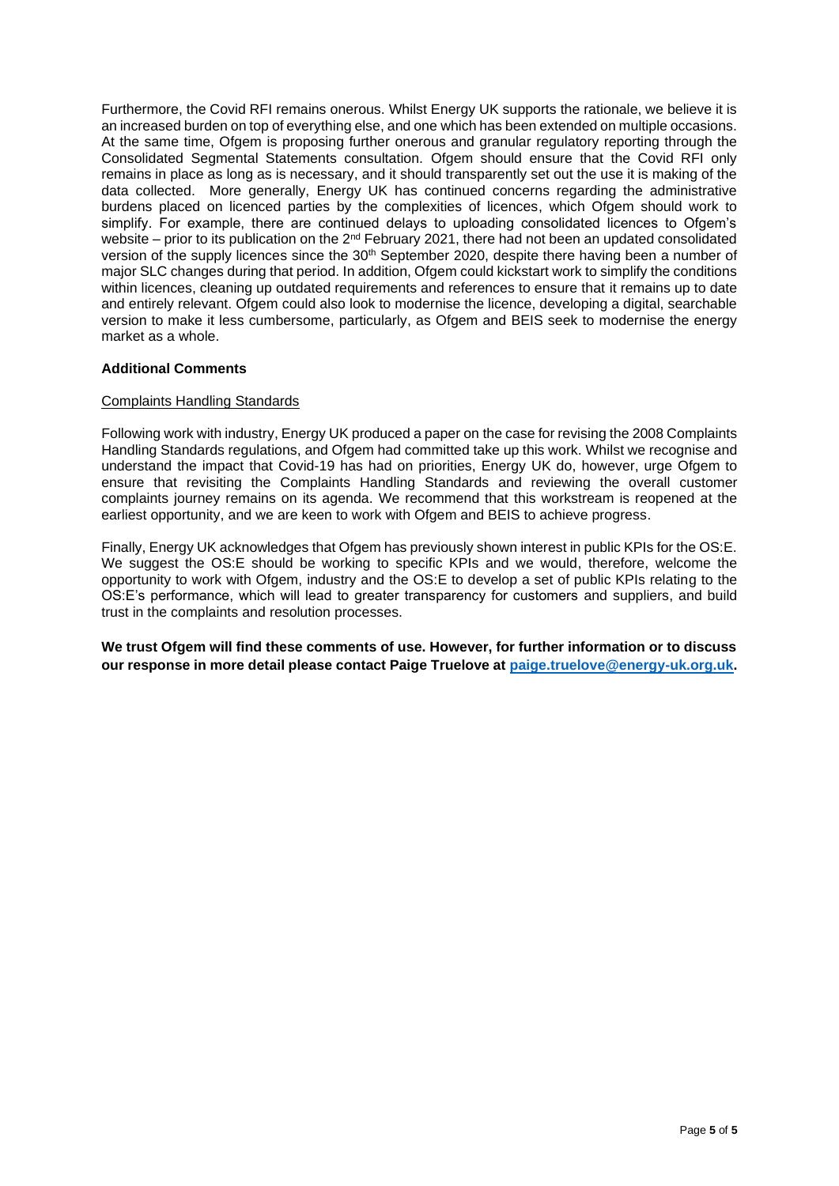Furthermore, the Covid RFI remains onerous. Whilst Energy UK supports the rationale, we believe it is an increased burden on top of everything else, and one which has been extended on multiple occasions. At the same time, Ofgem is proposing further onerous and granular regulatory reporting through the Consolidated Segmental Statements consultation. Ofgem should ensure that the Covid RFI only remains in place as long as is necessary, and it should transparently set out the use it is making of the data collected. More generally, Energy UK has continued concerns regarding the administrative burdens placed on licenced parties by the complexities of licences, which Ofgem should work to simplify. For example, there are continued delays to uploading consolidated licences to Ofgem's website – prior to its publication on the 2nd February 2021, there had not been an updated consolidated version of the supply licences since the 30th September 2020, despite there having been a number of major SLC changes during that period. In addition, Ofgem could kickstart work to simplify the conditions within licences, cleaning up outdated requirements and references to ensure that it remains up to date and entirely relevant. Ofgem could also look to modernise the licence, developing a digital, searchable version to make it less cumbersome, particularly, as Ofgem and BEIS seek to modernise the energy market as a whole.

**Additional Comments**

Complaints Handling Standards

Following work with industry, Energy UK produced a paper on the case for revising the 2008 Complaints Handling Standards regulations, and Ofgem had committed take up this work. Whilst we recognise and understand the impact that Covid-19 has had on priorities, Energy UK do, however, urge Ofgem to ensure that revisiting the Complaints Handling Standards and reviewing the overall customer complaints journey remains on its agenda. We recommend that this workstream is reopened at the earliest opportunity, and we are keen to work with Ofgem and BEIS to achieve progress.

Finally, Energy UK acknowledges that Ofgem has previously shown interest in public KPIs for the OS:E. We suggest the OS:E should be working to specific KPIs and we would, therefore, welcome the opportunity to work with Ofgem, industry and the OS:E to develop a set of public KPIs relating to the OS:E's performance, which will lead to greater transparency for customers and suppliers, and build trust in the complaints and resolution processes.

**We trust Ofgem will find these comments of use. However, for further information or to discuss our response in more detail please contact Paige Truelove at paige.truelove@energy-uk.org.uk.**